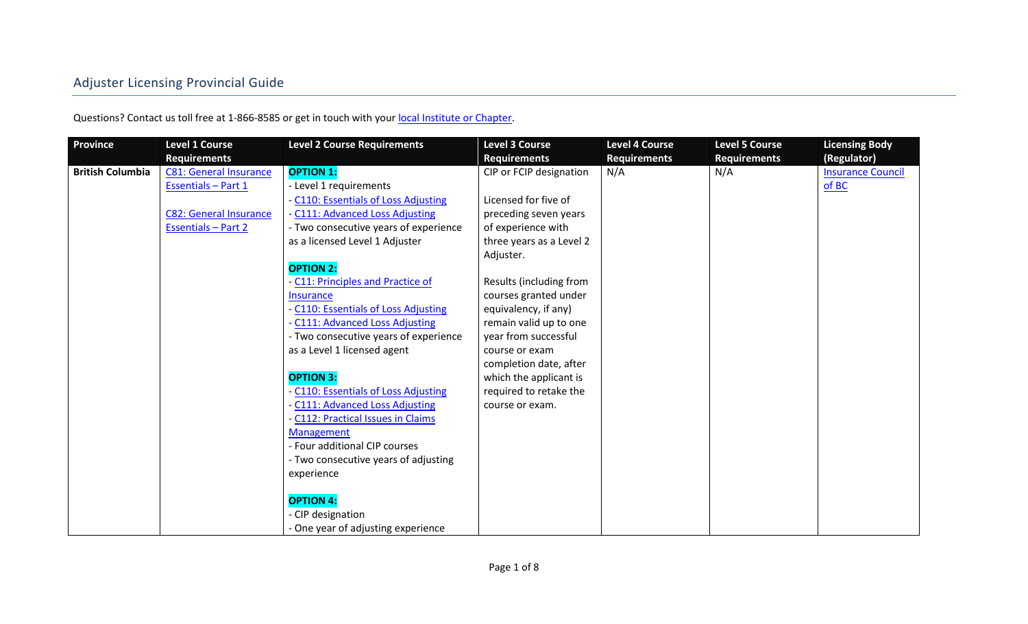# Adjuster Licensing Provincial Guide

Questions? Contact us toll free at 1-866-8585 or get in touch with your local Institute or Chapter.

| Province | Level 1 Course Requirements | Level 2 Course Requirements | Level 3 Course Requirements | Level 4 Course Requirements | Level 5 Course Requirements | Licensing Body (Regulator) |
|---|---|---|---|---|---|---|
| **British Columbia** | C81: General Insurance Essentials – Part 1<br><br>C82: General Insurance Essentials – Part 2 | **OPTION 1:**<br>- Level 1 requirements<br>- C110: Essentials of Loss Adjusting<br>- C111: Advanced Loss Adjusting<br>- Two consecutive years of experience as a licensed Level 1 Adjuster<br><br>**OPTION 2:**<br>- C11: Principles and Practice of Insurance<br>- C110: Essentials of Loss Adjusting<br>- C111: Advanced Loss Adjusting<br>- Two consecutive years of experience as a Level 1 licensed agent<br><br>**OPTION 3:**<br>- C110: Essentials of Loss Adjusting<br>- C111: Advanced Loss Adjusting<br>- C112: Practical Issues in Claims Management<br>- Four additional CIP courses<br>- Two consecutive years of adjusting experience<br><br>**OPTION 4:**<br>- CIP designation<br>- One year of adjusting experience | CIP or FCIP designation<br><br>Licensed for five of preceding seven years of experience with three years as a Level 2 Adjuster.<br><br>Results (including from courses granted under equivalency, if any) remain valid up to one year from successful course or exam completion date, after which the applicant is required to retake the course or exam. | N/A | N/A | Insurance Council of BC |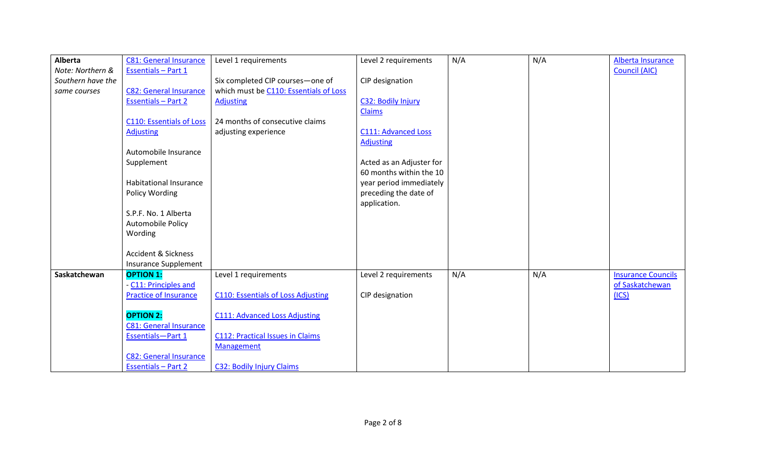| Alberta *Note: Northern & Southern have the same courses* | C81: General Insurance Essentials – Part 1<br><br>C82: General Insurance Essentials – Part 2<br><br>C110: Essentials of Loss Adjusting<br><br>Automobile Insurance Supplement<br><br>Habitational Insurance Policy Wording<br><br>S.P.F. No. 1 Alberta Automobile Policy Wording<br><br>Accident & Sickness Insurance Supplement | Level 1 requirements<br><br>Six completed CIP courses—one of which must be C110: Essentials of Loss Adjusting<br><br>24 months of consecutive claims adjusting experience | Level 2 requirements<br><br>CIP designation<br><br>C32: Bodily Injury Claims<br><br>C111: Advanced Loss Adjusting<br><br>Acted as an Adjuster for 60 months within the 10 year period immediately preceding the date of application. | N/A | N/A | Alberta Insurance Council (AIC) |
|---|---|---|---|---|---|---|
| **Saskatchewan** | **OPTION 1:**<br>- C11: Principles and Practice of Insurance<br><br>**OPTION 2:**<br>C81: General Insurance Essentials—Part 1<br><br>C82: General Insurance Essentials – Part 2 | Level 1 requirements<br><br>C110: Essentials of Loss Adjusting<br><br>C111: Advanced Loss Adjusting<br><br>C112: Practical Issues in Claims Management<br><br>C32: Bodily Injury Claims | Level 2 requirements<br><br>CIP designation | N/A | N/A | Insurance Councils of Saskatchewan (ICS) |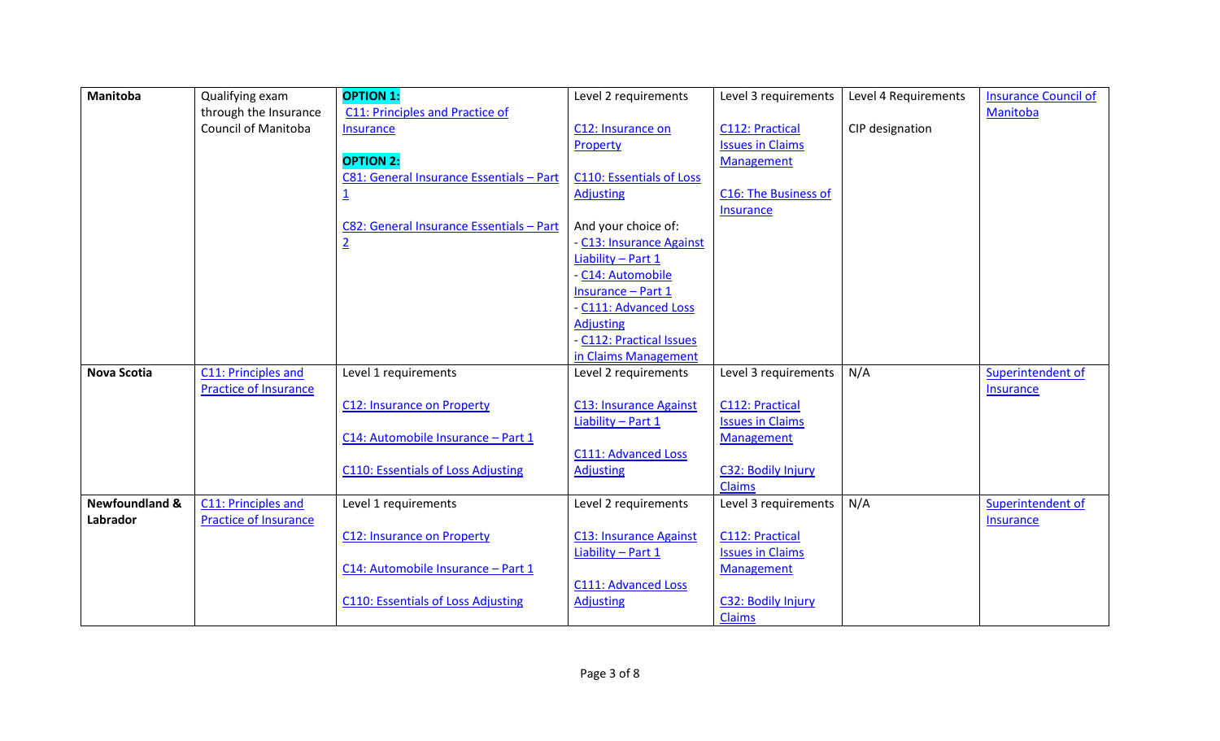| **Manitoba** | Qualifying exam through the Insurance Council of Manitoba | **OPTION 1:** C11: Principles and Practice of Insurance<br><br>**OPTION 2:** C81: General Insurance Essentials – Part 1<br><br>C82: General Insurance Essentials – Part 2 | Level 2 requirements<br><br>C12: Insurance on Property<br><br>C110: Essentials of Loss Adjusting<br><br>And your choice of:<br>- C13: Insurance Against Liability – Part 1<br>- C14: Automobile Insurance – Part 1<br>- C111: Advanced Loss Adjusting<br>- C112: Practical Issues in Claims Management | Level 3 requirements<br><br>C112: Practical Issues in Claims Management<br><br>C16: The Business of Insurance | Level 4 Requirements<br><br>CIP designation | Insurance Council of Manitoba |
|---|---|---|---|---|---|---|
| **Nova Scotia** | C11: Principles and Practice of Insurance | Level 1 requirements<br><br>C12: Insurance on Property<br><br>C14: Automobile Insurance – Part 1<br><br>C110: Essentials of Loss Adjusting | Level 2 requirements<br><br>C13: Insurance Against Liability – Part 1<br><br>C111: Advanced Loss Adjusting | Level 3 requirements<br><br>C112: Practical Issues in Claims Management<br><br>C32: Bodily Injury Claims | N/A | Superintendent of Insurance |
| **Newfoundland & Labrador** | C11: Principles and Practice of Insurance | Level 1 requirements<br><br>C12: Insurance on Property<br><br>C14: Automobile Insurance – Part 1<br><br>C110: Essentials of Loss Adjusting | Level 2 requirements<br><br>C13: Insurance Against Liability – Part 1<br><br>C111: Advanced Loss Adjusting | Level 3 requirements<br><br>C112: Practical Issues in Claims Management<br><br>C32: Bodily Injury Claims | N/A | Superintendent of Insurance |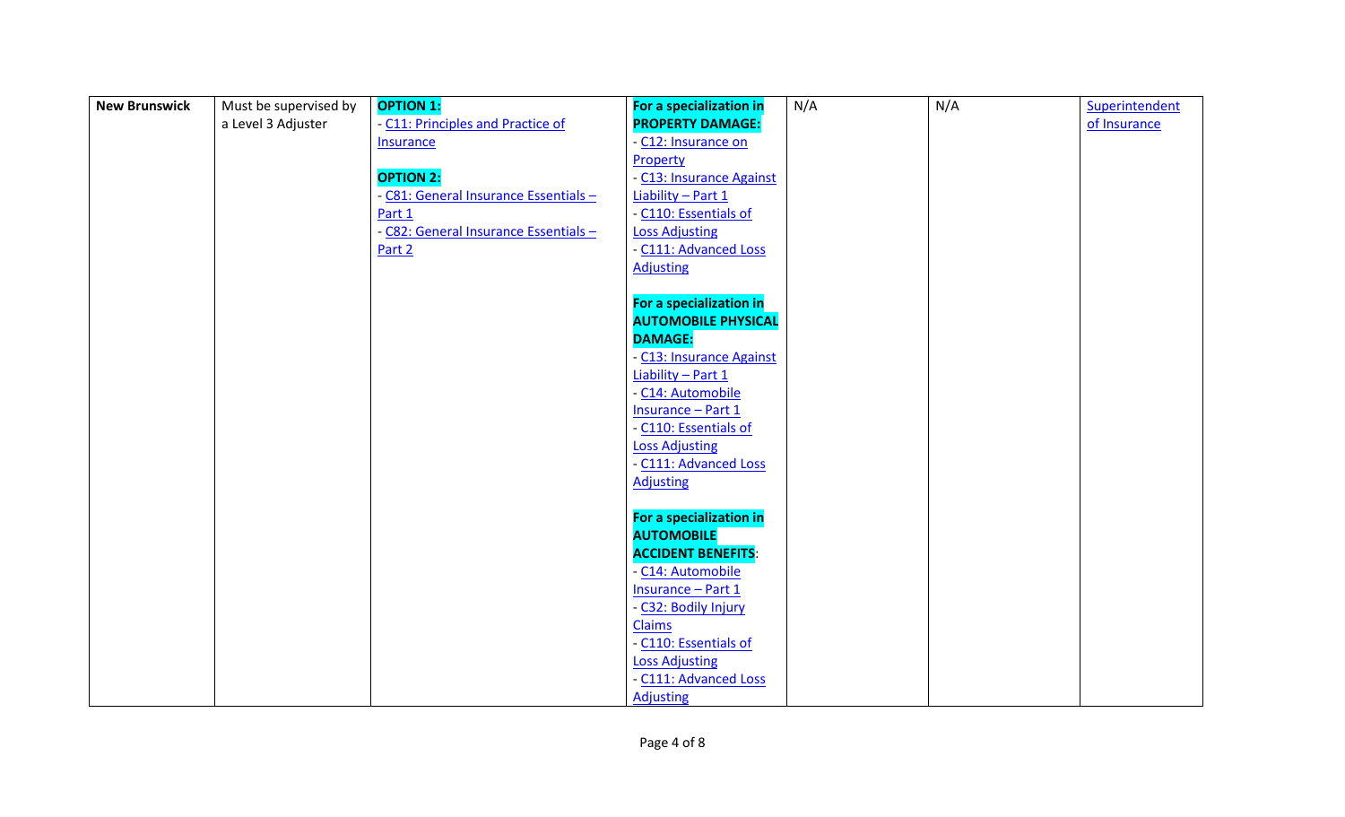| New Brunswick | Must be supervised by a Level 3 Adjuster | **OPTION 1:**<br>- C11: Principles and Practice of Insurance<br><br>**OPTION 2:**<br>- C81: General Insurance Essentials – Part 1<br>- C82: General Insurance Essentials – Part 2 | **For a specialization in PROPERTY DAMAGE:**<br>- C12: Insurance on Property<br>- C13: Insurance Against Liability – Part 1<br>- C110: Essentials of Loss Adjusting<br>- C111: Advanced Loss Adjusting<br><br>**For a specialization in AUTOMOBILE PHYSICAL DAMAGE:**<br>- C13: Insurance Against Liability – Part 1<br>- C14: Automobile Insurance – Part 1<br>- C110: Essentials of Loss Adjusting<br>- C111: Advanced Loss Adjusting<br><br>**For a specialization in AUTOMOBILE ACCIDENT BENEFITS**:<br>- C14: Automobile Insurance – Part 1<br>- C32: Bodily Injury Claims<br>- C110: Essentials of Loss Adjusting<br>- C111: Advanced Loss Adjusting | N/A | N/A | Superintendent of Insurance |
|---|---|---|---|---|---|---|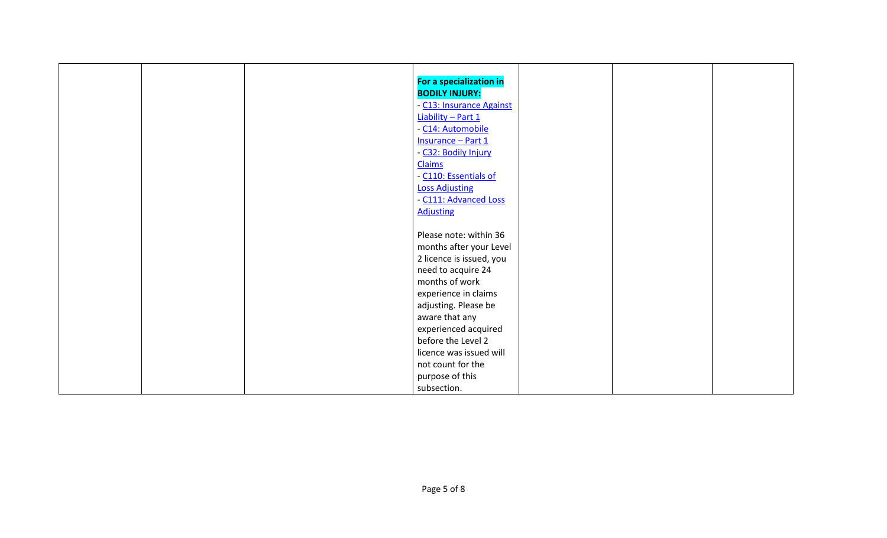| | | | | | | |
|---|---|---|---|---|---|---|
| | | | **For a specialization in BODILY INJURY:**<br>- C13: Insurance Against Liability – Part 1<br>- C14: Automobile Insurance – Part 1<br>- C32: Bodily Injury Claims<br>- C110: Essentials of Loss Adjusting<br>- C111: Advanced Loss Adjusting<br><br>Please note: within 36 months after your Level 2 licence is issued, you need to acquire 24 months of work experience in claims adjusting. Please be aware that any experienced acquired before the Level 2 licence was issued will not count for the purpose of this subsection. | | | |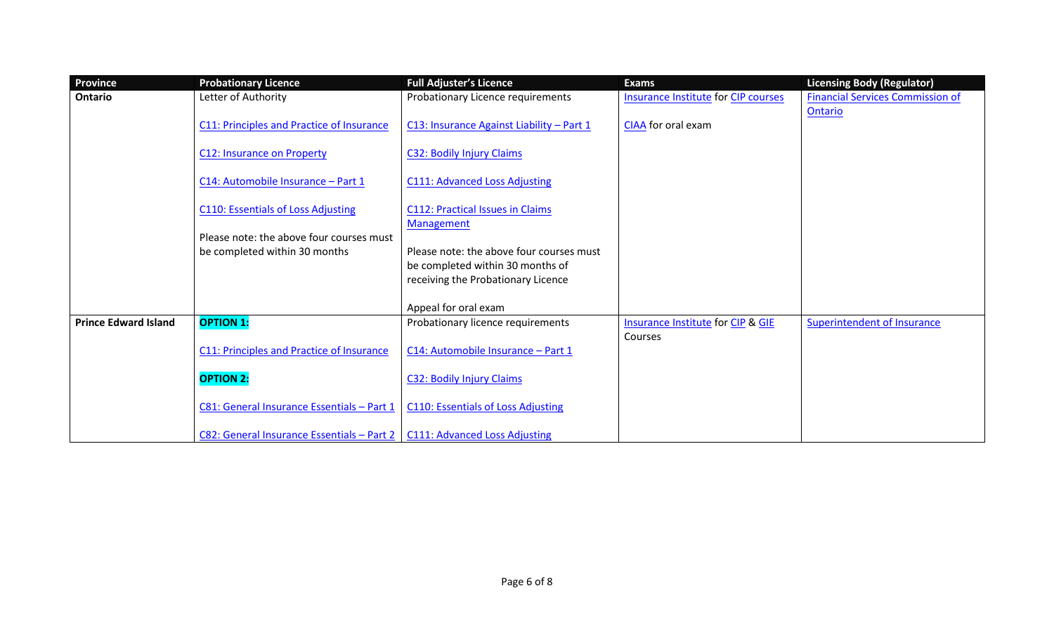| Province | Probationary Licence | Full Adjuster's Licence | Exams | Licensing Body (Regulator) |
|---|---|---|---|---|
| **Ontario** | Letter of Authority<br><br>C11: Principles and Practice of Insurance<br><br>C12: Insurance on Property<br><br>C14: Automobile Insurance – Part 1<br><br>C110: Essentials of Loss Adjusting<br><br>Please note: the above four courses must be completed within 30 months | Probationary Licence requirements<br><br>C13: Insurance Against Liability – Part 1<br><br>C32: Bodily Injury Claims<br><br>C111: Advanced Loss Adjusting<br><br>C112: Practical Issues in Claims Management<br><br>Please note: the above four courses must be completed within 30 months of receiving the Probationary Licence<br><br>Appeal for oral exam | Insurance Institute for CIP courses<br><br>CIAA for oral exam | Financial Services Commission of Ontario |
| **Prince Edward Island** | **OPTION 1:**<br><br>C11: Principles and Practice of Insurance<br><br>**OPTION 2:**<br><br>C81: General Insurance Essentials – Part 1<br><br>C82: General Insurance Essentials – Part 2 | Probationary licence requirements<br><br>C14: Automobile Insurance – Part 1<br><br>C32: Bodily Injury Claims<br><br>C110: Essentials of Loss Adjusting<br><br>C111: Advanced Loss Adjusting | Insurance Institute for CIP & GIE Courses | Superintendent of Insurance |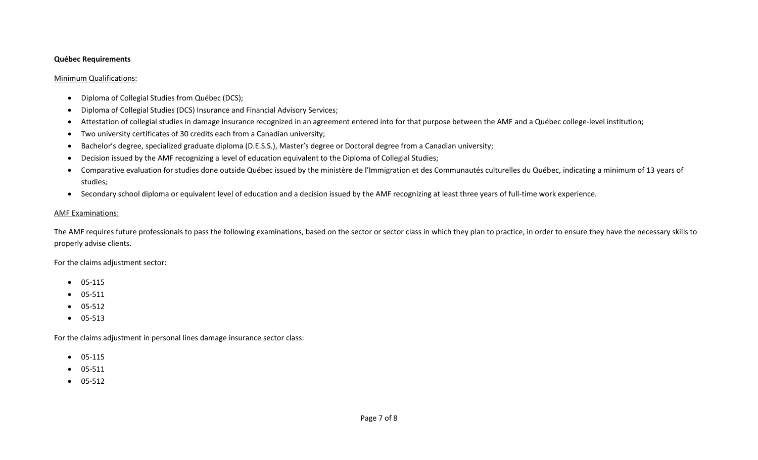**Québec Requirements**

Minimum Qualifications:

- Diploma of Collegial Studies from Québec (DCS);
- Diploma of Collegial Studies (DCS) Insurance and Financial Advisory Services;
- Attestation of collegial studies in damage insurance recognized in an agreement entered into for that purpose between the AMF and a Québec college-level institution;
- Two university certificates of 30 credits each from a Canadian university;
- Bachelor's degree, specialized graduate diploma (D.E.S.S.), Master's degree or Doctoral degree from a Canadian university;
- Decision issued by the AMF recognizing a level of education equivalent to the Diploma of Collegial Studies;
- Comparative evaluation for studies done outside Québec issued by the ministère de l'Immigration et des Communautés culturelles du Québec, indicating a minimum of 13 years of studies;
- Secondary school diploma or equivalent level of education and a decision issued by the AMF recognizing at least three years of full-time work experience.

AMF Examinations:

The AMF requires future professionals to pass the following examinations, based on the sector or sector class in which they plan to practice, in order to ensure they have the necessary skills to properly advise clients.

For the claims adjustment sector:

- 05-115
- 05-511
- 05-512
- 05-513

For the claims adjustment in personal lines damage insurance sector class:

- 05-115
- 05-511
- 05-512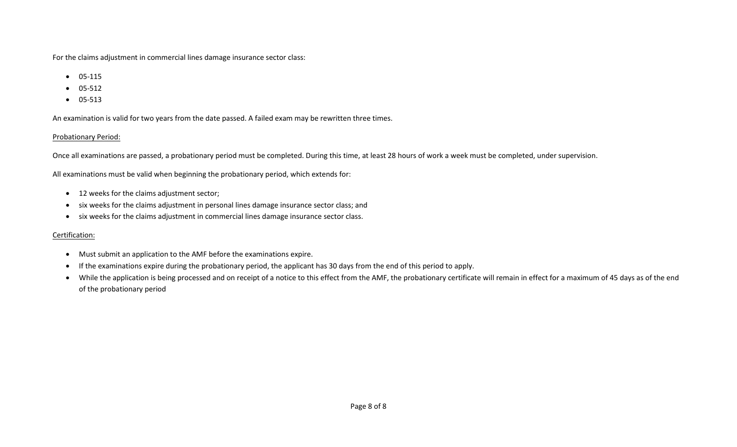For the claims adjustment in commercial lines damage insurance sector class:

- 05-115
- 05-512
- 05-513

An examination is valid for two years from the date passed. A failed exam may be rewritten three times.

<u>Probationary Period:</u>

Once all examinations are passed, a probationary period must be completed. During this time, at least 28 hours of work a week must be completed, under supervision.

All examinations must be valid when beginning the probationary period, which extends for:

- 12 weeks for the claims adjustment sector;
- six weeks for the claims adjustment in personal lines damage insurance sector class; and
- six weeks for the claims adjustment in commercial lines damage insurance sector class.

<u>Certification:</u>

- Must submit an application to the AMF before the examinations expire.
- If the examinations expire during the probationary period, the applicant has 30 days from the end of this period to apply.
- While the application is being processed and on receipt of a notice to this effect from the AMF, the probationary certificate will remain in effect for a maximum of 45 days as of the end of the probationary period